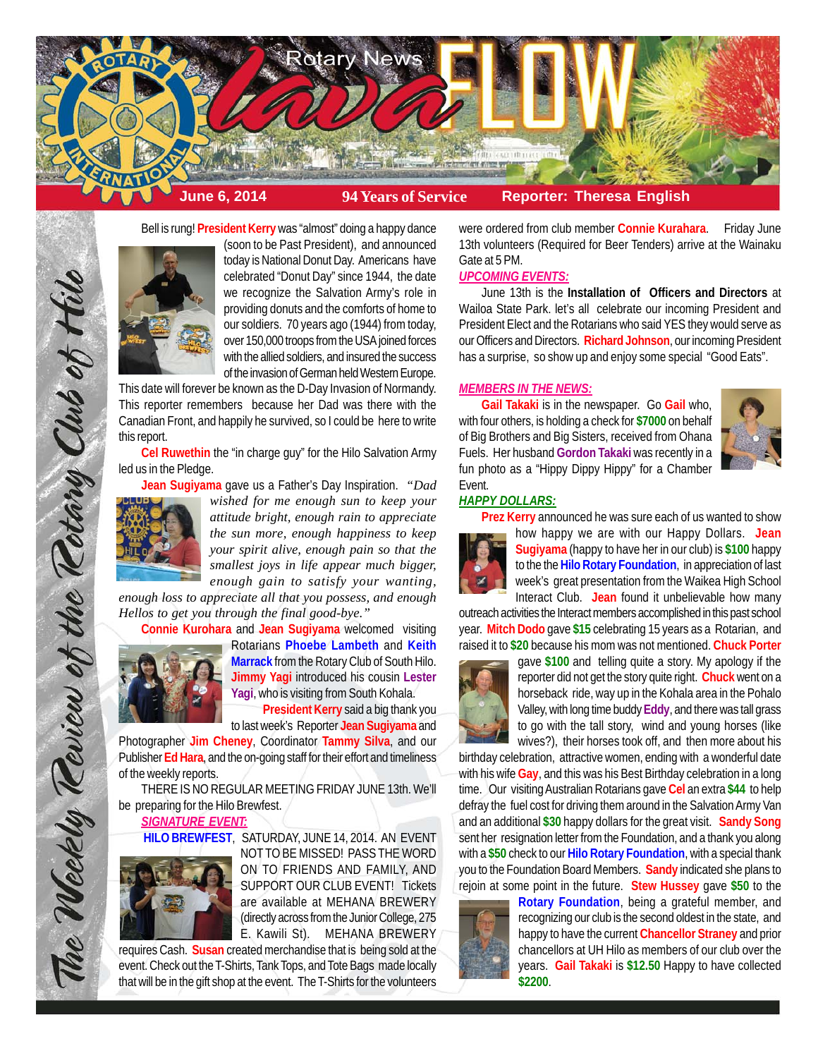# Rotary News lava FLOW

**June 6, 2014** | **94 Years of Service** | **Reporter: Theresa English**

*The Weekly Review of the Rotary Club of Hilo*

Bell is rung! **President Kerry** was "almost" doing a happy dance (soon to be Past President), and announced today is National Donut Day. Americans have celebrated "Donut Day" since 1944, the date we recognize the Salvation Army's role in providing donuts and the comforts of home to our soldiers. 70 years ago (1944) from today, over 150,000 troops from the USA joined forces with the allied soldiers, and insured the success of the invasion of German held Western Europe. This date will forever be known as the D-Day Invasion of Normandy. This reporter remembers because her Dad was there with the Canadian Front, and happily he survived, so I could be here to write this report.

**Cel Ruwethin** the "in charge guy" for the Hilo Salvation Army led us in the Pledge.

**Jean Sugiyama** gave us a Father's Day Inspiration. *"Dad wished for me enough sun to keep your attitude bright, enough rain to appreciate the sun more, enough happiness to keep your spirit alive, enough pain so that the smallest joys in life appear much bigger, enough gain to satisfy your wanting, enough loss to appreciate all that you possess, and enough Hellos to get you through the final good-bye."*

**Connie Kurohara** and **Jean Sugiyama** welcomed visiting Rotarians **Phoebe Lambeth** and **Keith Marrack** from the Rotary Club of South Hilo. **Jimmy Yagi** introduced his cousin **Lester Yagi**, who is visiting from South Kohala.

**President Kerry** said a big thank you to last week's Reporter **Jean Sugiyama** and Photographer **Jim Cheney**, Coordinator **Tammy Silva**, and our Publisher **Ed Hara**, and the on-going staff for their effort and timeliness of the weekly reports.

THERE IS NO REGULAR MEETING FRIDAY JUNE 13th. We'll be preparing for the Hilo Brewfest.

***SIGNATURE EVENT:***

**HILO BREWFEST**, SATURDAY, JUNE 14, 2014. AN EVENT NOT TO BE MISSED! PASS THE WORD ON TO FRIENDS AND FAMILY, AND SUPPORT OUR CLUB EVENT! Tickets are available at MEHANA BREWERY (directly across from the Junior College, 275 E. Kawili St). MEHANA BREWERY requires Cash. **Susan** created merchandise that is being sold at the event. Check out the T-Shirts, Tank Tops, and Tote Bags made locally that will be in the gift shop at the event. The T-Shirts for the volunteers were ordered from club member **Connie Kurahara**. Friday June 13th volunteers (Required for Beer Tenders) arrive at the Wainaku Gate at 5 PM.

***UPCOMING EVENTS:***

June 13th is the **Installation of Officers and Directors** at Wailoa State Park. let's all celebrate our incoming President and President Elect and the Rotarians who said YES they would serve as our Officers and Directors. **Richard Johnson**, our incoming President has a surprise, so show up and enjoy some special "Good Eats".

***MEMBERS IN THE NEWS:***

**Gail Takaki** is in the newspaper. Go **Gail** who, with four others, is holding a check for **$7000** on behalf of Big Brothers and Big Sisters, received from Ohana Fuels. Her husband **Gordon Takaki** was recently in a fun photo as a "Hippy Dippy Hippy" for a Chamber Event.

***HAPPY DOLLARS:***

**Prez Kerry** announced he was sure each of us wanted to show how happy we are with our Happy Dollars. **Jean Sugiyama** (happy to have her in our club) is **$100** happy to the the **Hilo Rotary Foundation**, in appreciation of last week's great presentation from the Waikea High School Interact Club. **Jean** found it unbelievable how many outreach activities the Interact members accomplished in this past school year. **Mitch Dodo** gave **$15** celebrating 15 years as a Rotarian, and raised it to **$20** because his mom was not mentioned. **Chuck Porter** gave **$100** and telling quite a story. My apology if the reporter did not get the story quite right. **Chuck** went on a horseback ride, way up in the Kohala area in the Pohalo Valley, with long time buddy **Eddy**, and there was tall grass to go with the tall story, wind and young horses (like wives?), their horses took off, and then more about his birthday celebration, attractive women, ending with a wonderful date with his wife **Gay**, and this was his Best Birthday celebration in a long time. Our visiting Australian Rotarians gave **Cel** an extra **$44** to help defray the fuel cost for driving them around in the Salvation Army Van and an additional **$30** happy dollars for the great visit. **Sandy Song** sent her resignation letter from the Foundation, and a thank you along with a **$50** check to our **Hilo Rotary Foundation**, with a special thank you to the Foundation Board Members. **Sandy** indicated she plans to rejoin at some point in the future. **Stew Hussey** gave **$50** to the **Rotary Foundation**, being a grateful member, and recognizing our club is the second oldest in the state, and happy to have the current **Chancellor Straney** and prior chancellors at UH Hilo as members of our club over the years. **Gail Takaki** is **$12.50** Happy to have collected **$2200**.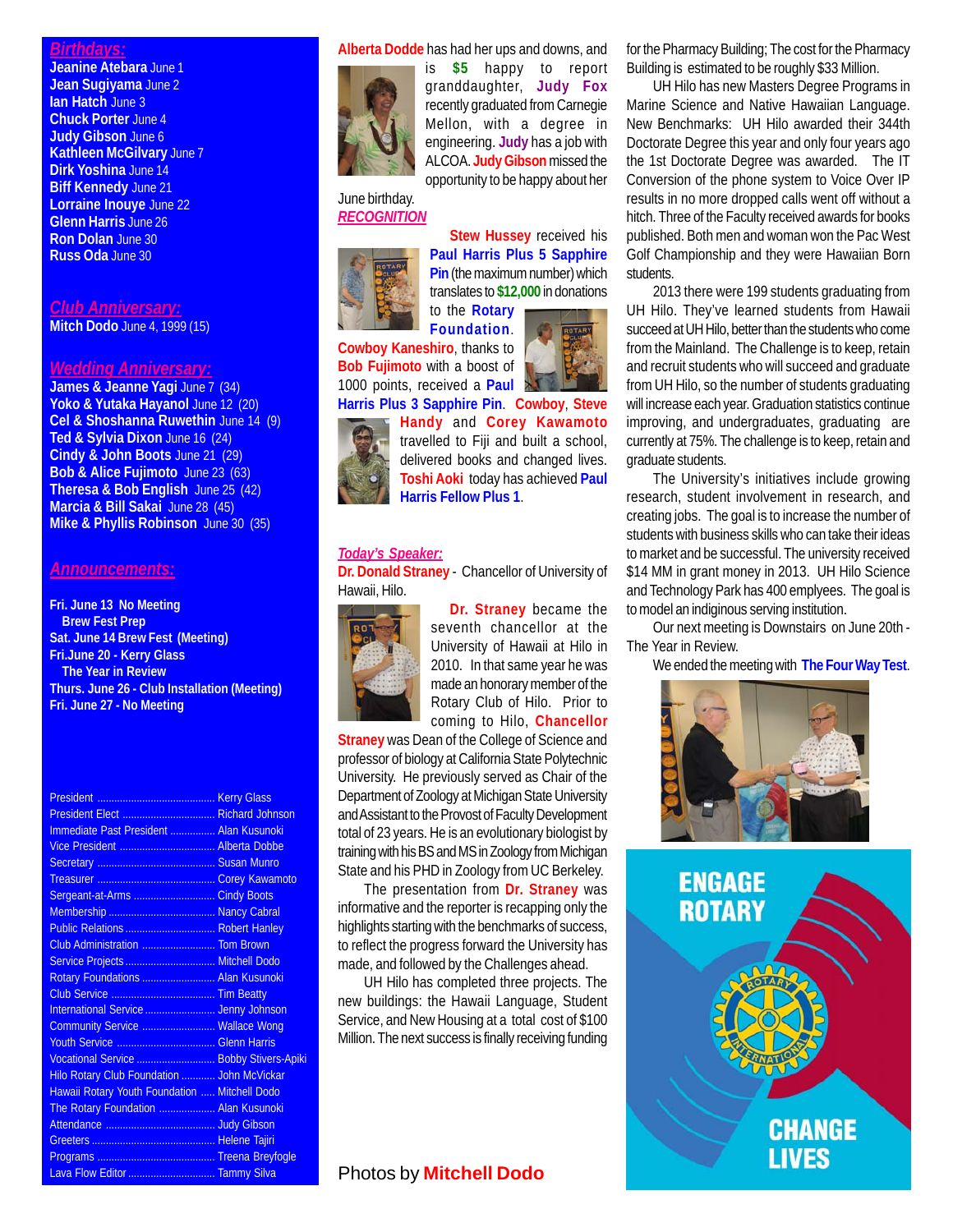## *Birthdays:*

**Jeanine Atebara** June 1
**Jean Sugiyama** June 2
**Ian Hatch** June 3
**Chuck Porter** June 4
**Judy Gibson** June 6
**Kathleen McGilvary** June 7
**Dirk Yoshina** June 14
**Biff Kennedy** June 21
**Lorraine Inouye** June 22
**Glenn Harris** June 26
**Ron Dolan** June 30
**Russ Oda** June 30

## *Club Anniversary:*

**Mitch Dodo** June 4, 1999 (15)

## *Wedding Anniversary:*

**James & Jeanne Yagi** June 7 (34)
**Yoko & Yutaka Hayanol** June 12 (20)
**Cel & Shoshanna Ruwethin** June 14 (9)
**Ted & Sylvia Dixon** June 16 (24)
**Cindy & John Boots** June 21 (29)
**Bob & Alice Fujimoto** June 23 (63)
**Theresa & Bob English** June 25 (42)
**Marcia & Bill Sakai** June 28 (45)
**Mike & Phyllis Robinson** June 30 (35)

## *Announcements:*

**Fri. June 13 No Meeting**
**Brew Fest Prep**
**Sat. June 14 Brew Fest (Meeting)**
**Fri.June 20 - Kerry Glass**
**The Year in Review**
**Thurs. June 26 - Club Installation (Meeting)**
**Fri. June 27 - No Meeting**

| | |
|---|---|
| President | Kerry Glass |
| President Elect | Richard Johnson |
| Immediate Past President | Alan Kusunoki |
| Vice President | Alberta Dobbe |
| Secretary | Susan Munro |
| Treasurer | Corey Kawamoto |
| Sergeant-at-Arms | Cindy Boots |
| Membership | Nancy Cabral |
| Public Relations | Robert Hanley |
| Club Administration | Tom Brown |
| Service Projects | Mitchell Dodo |
| Rotary Foundations | Alan Kusunoki |
| Club Service | Tim Beatty |
| International Service | Jenny Johnson |
| Community Service | Wallace Wong |
| Youth Service | Glenn Harris |
| Vocational Service | Bobby Stivers-Apiki |
| Hilo Rotary Club Foundation | John McVickar |
| Hawaii Rotary Youth Foundation | Mitchell Dodo |
| The Rotary Foundation | Alan Kusunoki |
| Attendance | Judy Gibson |
| Greeters | Helene Tajiri |
| Programs | Treena Breyfogle |
| Lava Flow Editor | Tammy Silva |

**Alberta Dodde** has had her ups and downs, and is **$5** happy to report granddaughter, **Judy Fox** recently graduated from Carnegie Mellon, with a degree in engineering. **Judy** has a job with ALCOA. **Judy Gibson** missed the opportunity to be happy about her June birthday.

## *RECOGNITION*

**Stew Hussey** received his **Paul Harris Plus 5 Sapphire Pin** (the maximum number) which translates to **$12,000** in donations to the **Rotary Foundation**.

**Cowboy Kaneshiro**, thanks to **Bob Fujimoto** with a boost of 1000 points, received a **Paul Harris Plus 3 Sapphire Pin**. **Cowboy**, **Steve Handy** and **Corey Kawamoto** travelled to Fiji and built a school, delivered books and changed lives. **Toshi Aoki** today has achieved **Paul Harris Fellow Plus 1**.

## *Today's Speaker:*

**Dr. Donald Straney** - Chancellor of University of Hawaii, Hilo.

**Dr. Straney** became the seventh chancellor at the University of Hawaii at Hilo in 2010. In that same year he was made an honorary member of the Rotary Club of Hilo. Prior to coming to Hilo, **Chancellor Straney** was Dean of the College of Science and professor of biology at California State Polytechnic University. He previously served as Chair of the Department of Zoology at Michigan State University and Assistant to the Provost of Faculty Development total of 23 years. He is an evolutionary biologist by training with his BS and MS in Zoology from Michigan State University and his PHD in Zoology from UC Berkeley.

The presentation from **Dr. Straney** was informative and the reporter is recapping only the highlights starting with the benchmarks of success, to reflect the progress forward the University has made, and followed by the Challenges ahead.

UH Hilo has completed three projects. The new buildings: the Hawaii Language, Student Service, and New Housing at a total cost of $100 Million. The next success is finally receiving funding for the Pharmacy Building; The cost for the Pharmacy Building is estimated to be roughly $33 Million.

UH Hilo has new Masters Degree Programs in Marine Science and Native Hawaiian Language. New Benchmarks: UH Hilo awarded their 344th Doctorate Degree this year and only four years ago the 1st Doctorate Degree was awarded. The IT Conversion of the phone system to Voice Over IP results in no more dropped calls went off without a hitch. Three of the Faculty received awards for books published. Both men and woman won the Pac West Golf Championship and they were Hawaiian Born students.

2013 there were 199 students graduating from UH Hilo. They've learned students from Hawaii succeed at UH Hilo, better than the students who come from the Mainland. The Challenge is to keep, retain and recruit students who will succeed and graduate from UH Hilo, so the number of students graduating will increase each year. Graduation statistics continue improving, and undergraduates, graduating are currently at 75%. The challenge is to keep, retain and graduate students.

The University's initiatives include growing research, student involvement in research, and creating jobs. The goal is to increase the number of students with business skills who can take their ideas to market and be successful. The university received $14 MM in grant money in 2013. UH Hilo Science and Technology Park has 400 emplyees. The goal is to model an indiginous serving institution.

Our next meeting is Downstairs on June 20th - The Year in Review.

We ended the meeting with **The Four Way Test**.

Photos by **Mitchell Dodo**

ENGAGE ROTARY

ROTARY INTERNATIONAL

CHANGE LIVES